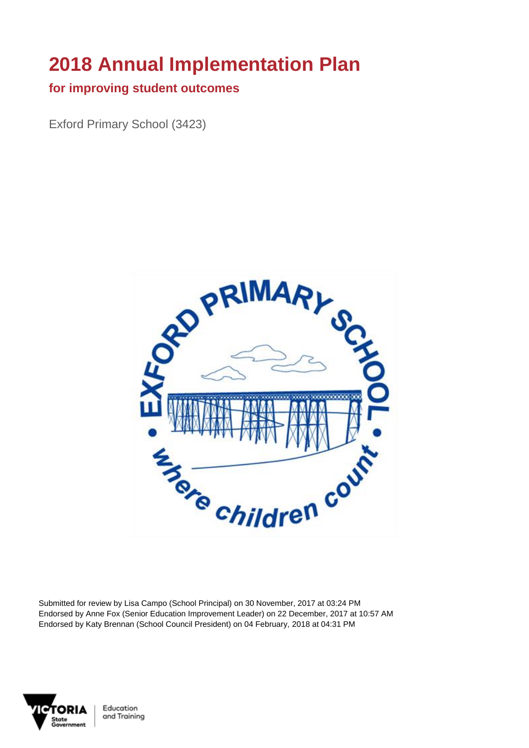# 2018 Annual Implementation Plan

## for improving student outcomes

Exford Primary School (3423)

Submitted for review by Lisa Campo (School Principal) on 30 November, 2017 at 03:24 PM
Endorsed by Anne Fox (Senior Education Improvement Leader) on 22 December, 2017 at 10:57 AM
Endorsed by Katy Brennan (School Council President) on 04 February, 2018 at 04:31 PM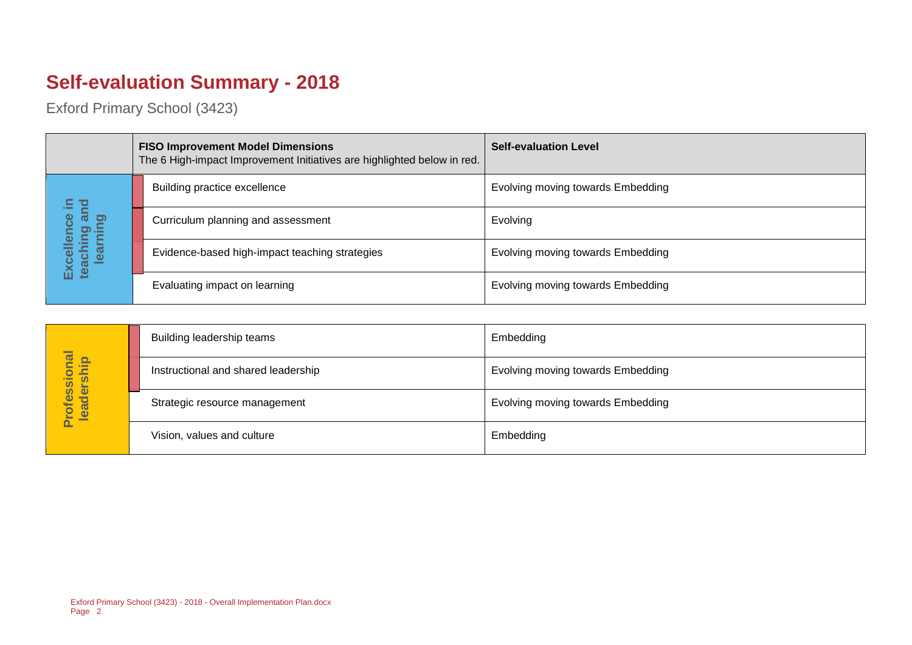# Self-evaluation Summary - 2018

Exford Primary School (3423)

| | **FISO Improvement Model Dimensions**<br>The 6 High-impact Improvement Initiatives are highlighted below in red. | **Self-evaluation Level** |
|---|---|---|
| Excellence in teaching and learning | Building practice excellence | Evolving moving towards Embedding |
| | Curriculum planning and assessment | Evolving |
| | Evidence-based high-impact teaching strategies | Evolving moving towards Embedding |
| | Evaluating impact on learning | Evolving moving towards Embedding |

| | | |
|---|---|---|
| Professional leadership | Building leadership teams | Embedding |
| | Instructional and shared leadership | Evolving moving towards Embedding |
| | Strategic resource management | Evolving moving towards Embedding |
| | Vision, values and culture | Embedding |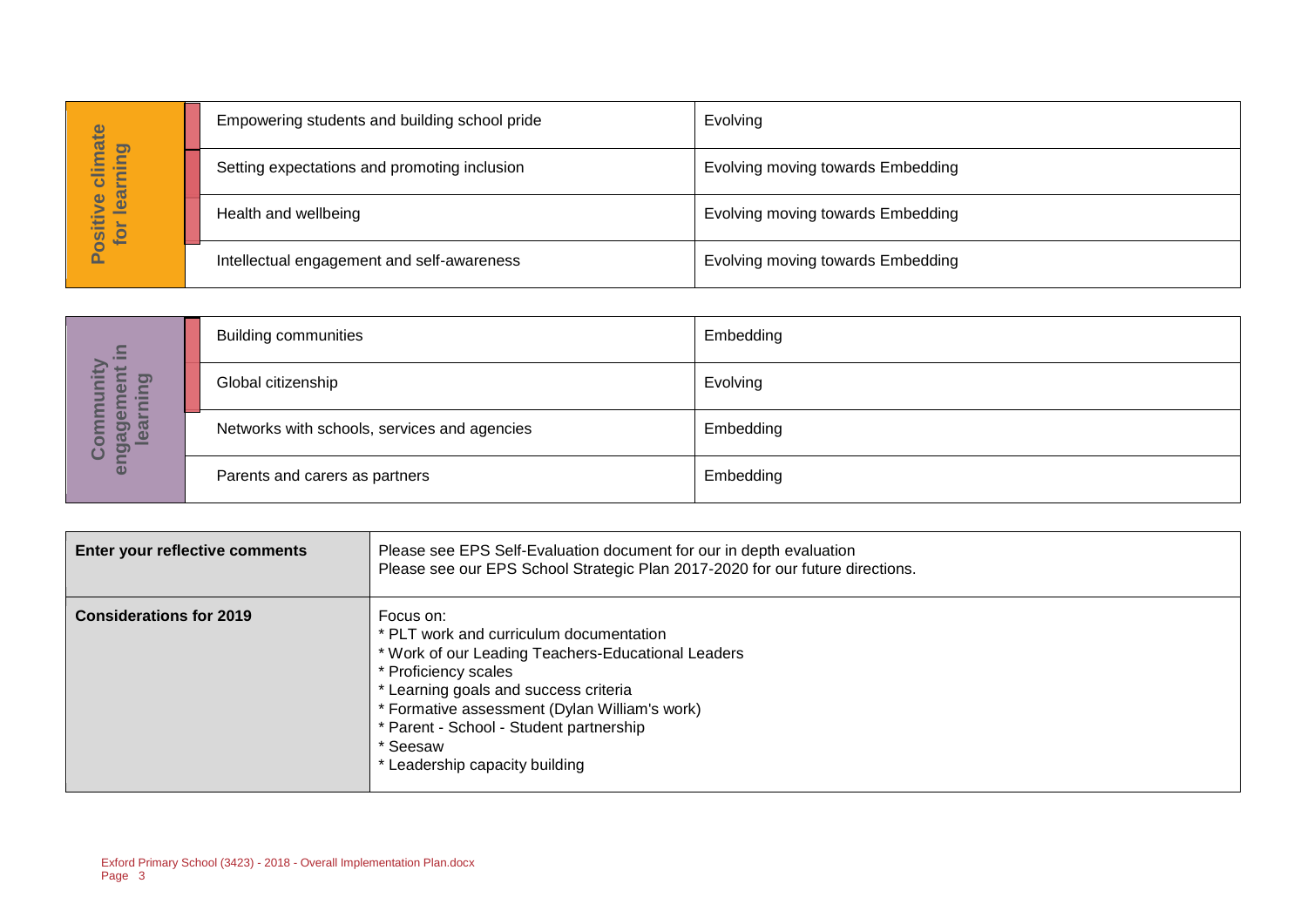| Positive climate for learning | |
|---|---|
| Empowering students and building school pride | Evolving |
| Setting expectations and promoting inclusion | Evolving moving towards Embedding |
| Health and wellbeing | Evolving moving towards Embedding |
| Intellectual engagement and self-awareness | Evolving moving towards Embedding |

| Community engagement in learning | |
|---|---|
| Building communities | Embedding |
| Global citizenship | Evolving |
| Networks with schools, services and agencies | Embedding |
| Parents and carers as partners | Embedding |

| | |
|---|---|
| **Enter your reflective comments** | Please see EPS Self-Evaluation document for our in depth evaluation<br>Please see our EPS School Strategic Plan 2017-2020 for our future directions. |
| **Considerations for 2019** | Focus on:<br>* PLT work and curriculum documentation<br>* Work of our Leading Teachers-Educational Leaders<br>* Proficiency scales<br>* Learning goals and success criteria<br>* Formative assessment (Dylan William's work)<br>* Parent - School - Student partnership<br>* Seesaw<br>* Leadership capacity building |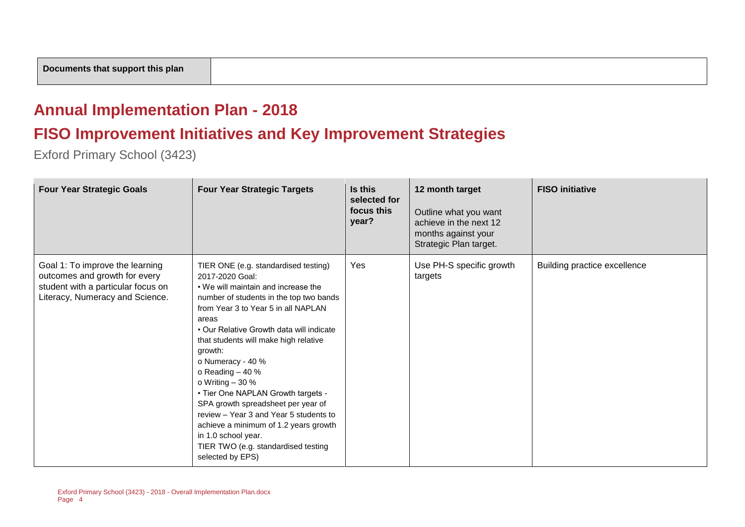| Documents that support this plan | |
|---|---|

# Annual Implementation Plan - 2018

# FISO Improvement Initiatives and Key Improvement Strategies

Exford Primary School (3423)

| Four Year Strategic Goals | Four Year Strategic Targets | Is this selected for focus this year? | 12 month target<br><br>Outline what you want achieve in the next 12 months against your Strategic Plan target. | FISO initiative |
|---|---|---|---|---|
| Goal 1: To improve the learning outcomes and growth for every student with a particular focus on Literacy, Numeracy and Science. | TIER ONE (e.g. standardised testing) 2017-2020 Goal:<br>• We will maintain and increase the number of students in the top two bands from Year 3 to Year 5 in all NAPLAN areas<br>• Our Relative Growth data will indicate that students will make high relative growth:<br>o Numeracy - 40 %<br>o Reading – 40 %<br>o Writing – 30 %<br>• Tier One NAPLAN Growth targets - SPA growth spreadsheet per year of review – Year 3 and Year 5 students to achieve a minimum of 1.2 years growth in 1.0 school year.<br>TIER TWO (e.g. standardised testing selected by EPS) | Yes | Use PH-S specific growth targets | Building practice excellence |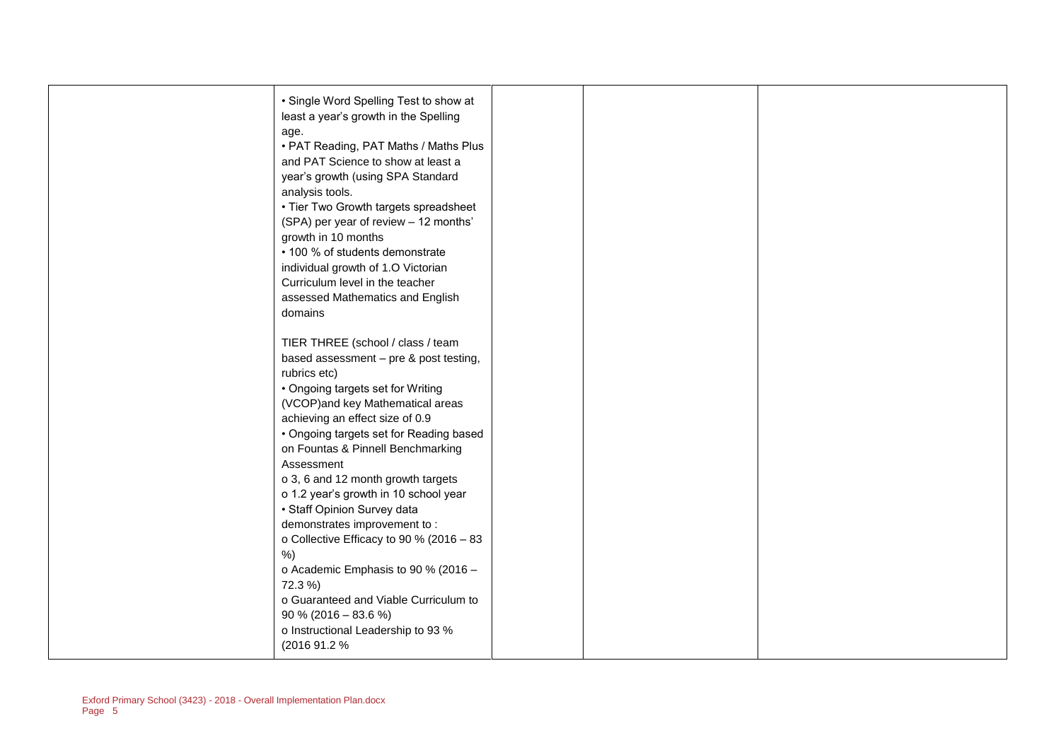| | | | | |
|---|---|---|---|---|
| | • Single Word Spelling Test to show at least a year's growth in the Spelling age.<br>• PAT Reading, PAT Maths / Maths Plus and PAT Science to show at least a year's growth (using SPA Standard analysis tools.<br>• Tier Two Growth targets spreadsheet (SPA) per year of review – 12 months' growth in 10 months<br>• 100 % of students demonstrate individual growth of 1.O Victorian Curriculum level in the teacher assessed Mathematics and English domains<br><br>TIER THREE (school / class / team based assessment – pre & post testing, rubrics etc)<br>• Ongoing targets set for Writing (VCOP)and key Mathematical areas achieving an effect size of 0.9<br>• Ongoing targets set for Reading based on Fountas & Pinnell Benchmarking Assessment<br>o 3, 6 and 12 month growth targets<br>o 1.2 year's growth in 10 school year<br>• Staff Opinion Survey data demonstrates improvement to :<br>o Collective Efficacy to 90 % (2016 – 83 %)<br>o Academic Emphasis to 90 % (2016 – 72.3 %)<br>o Guaranteed and Viable Curriculum to 90 % (2016 – 83.6 %)<br>o Instructional Leadership to 93 % (2016 91.2 % | | | |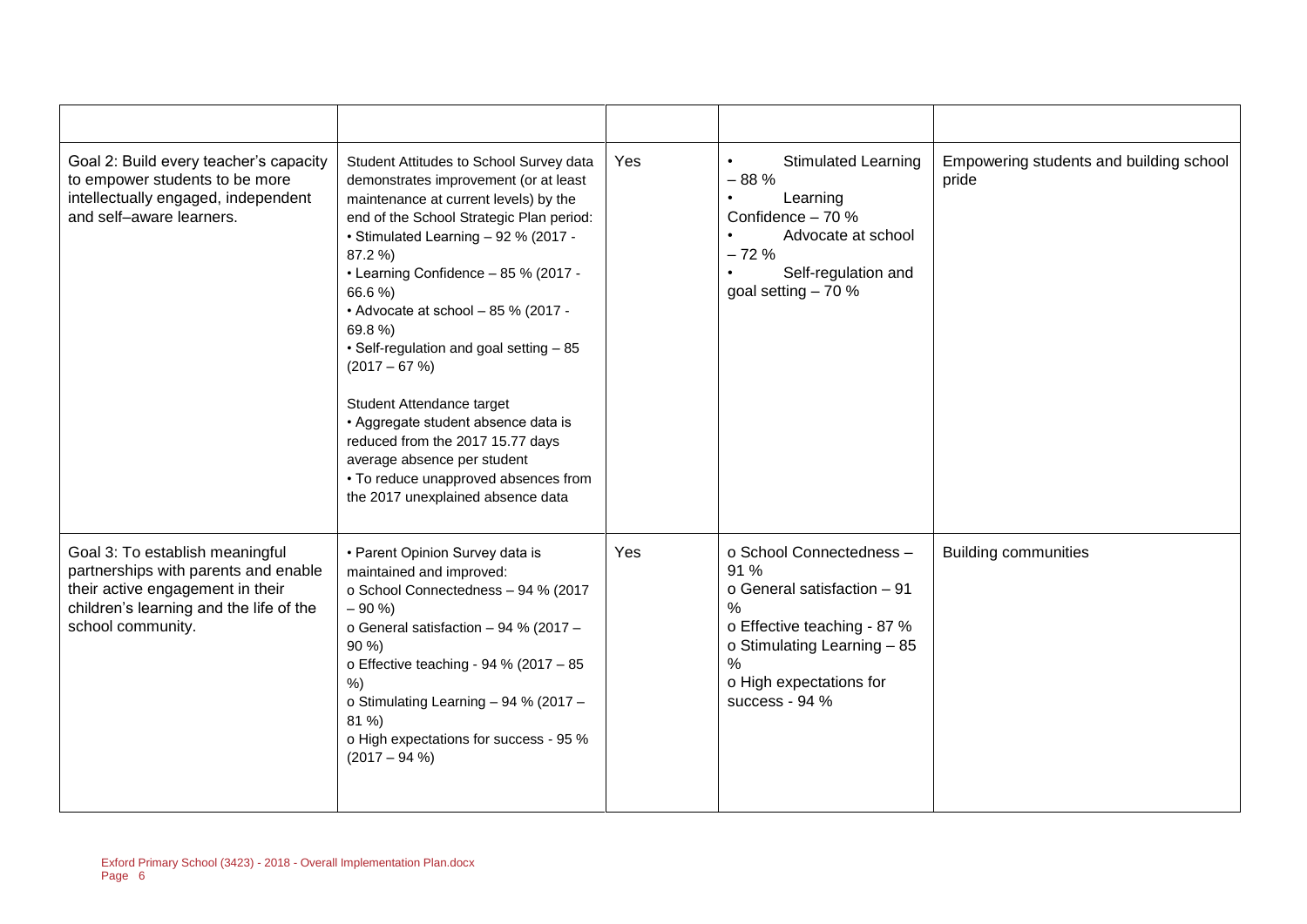| | | | | |
|---|---|---|---|---|
| Goal 2: Build every teacher's capacity to empower students to be more intellectually engaged, independent and self–aware learners. | Student Attitudes to School Survey data demonstrates improvement (or at least maintenance at current levels) by the end of the School Strategic Plan period:<br>• Stimulated Learning – 92 % (2017 - 87.2 %)<br>• Learning Confidence – 85 % (2017 - 66.6 %)<br>• Advocate at school – 85 % (2017 - 69.8 %)<br>• Self-regulation and goal setting – 85 (2017 – 67 %)<br><br>Student Attendance target<br>• Aggregate student absence data is reduced from the 2017 15.77 days average absence per student<br>• To reduce unapproved absences from the 2017 unexplained absence data | Yes | • Stimulated Learning – 88 %<br>• Learning Confidence – 70 %<br>• Advocate at school – 72 %<br>• Self-regulation and goal setting – 70 % | Empowering students and building school pride |
| Goal 3: To establish meaningful partnerships with parents and enable their active engagement in their children's learning and the life of the school community. | • Parent Opinion Survey data is maintained and improved:<br>o School Connectedness – 94 % (2017 – 90 %)<br>o General satisfaction – 94 % (2017 – 90 %)<br>o Effective teaching - 94 % (2017 – 85 %)<br>o Stimulating Learning – 94 % (2017 – 81 %)<br>o High expectations for success - 95 % (2017 – 94 %) | Yes | o School Connectedness – 91 %<br>o General satisfaction – 91 %<br>o Effective teaching - 87 %<br>o Stimulating Learning – 85 %<br>o High expectations for success - 94 % | Building communities |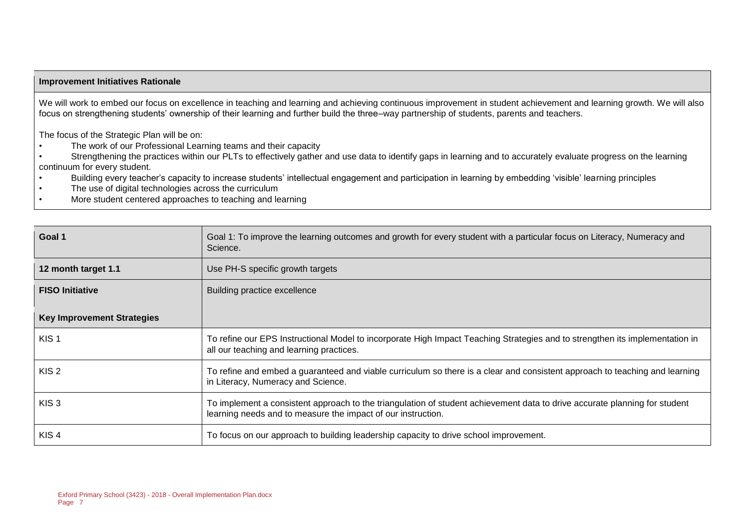| Improvement Initiatives Rationale |
|---|
| We will work to embed our focus on excellence in teaching and learning and achieving continuous improvement in student achievement and learning growth. We will also focus on strengthening students' ownership of their learning and further build the three–way partnership of students, parents and teachers.<br><br>The focus of the Strategic Plan will be on:<br>• The work of our Professional Learning teams and their capacity<br>• Strengthening the practices within our PLTs to effectively gather and use data to identify gaps in learning and to accurately evaluate progress on the learning continuum for every student.<br>• Building every teacher's capacity to increase students' intellectual engagement and participation in learning by embedding 'visible' learning principles<br>• The use of digital technologies across the curriculum<br>• More student centered approaches to teaching and learning |

| **Goal 1** | Goal 1: To improve the learning outcomes and growth for every student with a particular focus on Literacy, Numeracy and Science. |
|---|---|
| **12 month target 1.1** | Use PH-S specific growth targets |
| **FISO Initiative** | Building practice excellence |
| **Key Improvement Strategies** | |
| KIS 1 | To refine our EPS Instructional Model to incorporate High Impact Teaching Strategies and to strengthen its implementation in all our teaching and learning practices. |
| KIS 2 | To refine and embed a guaranteed and viable curriculum so there is a clear and consistent approach to teaching and learning in Literacy, Numeracy and Science. |
| KIS 3 | To implement a consistent approach to the triangulation of student achievement data to drive accurate planning for student learning needs and to measure the impact of our instruction. |
| KIS 4 | To focus on our approach to building leadership capacity to drive school improvement. |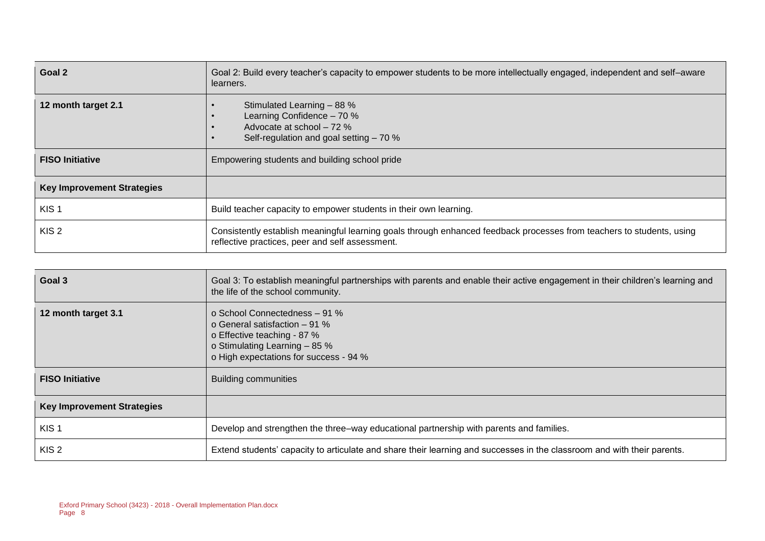| Goal 2 | Goal 2: Build every teacher's capacity to empower students to be more intellectually engaged, independent and self–aware learners. |
|---|---|
| 12 month target 2.1 | • Stimulated Learning – 88 %<br>• Learning Confidence – 70 %<br>• Advocate at school – 72 %<br>• Self-regulation and goal setting – 70 % |
| FISO Initiative | Empowering students and building school pride |
| Key Improvement Strategies | |
| KIS 1 | Build teacher capacity to empower students in their own learning. |
| KIS 2 | Consistently establish meaningful learning goals through enhanced feedback processes from teachers to students, using reflective practices, peer and self assessment. |

| Goal 3 | Goal 3: To establish meaningful partnerships with parents and enable their active engagement in their children's learning and the life of the school community. |
|---|---|
| 12 month target 3.1 | o School Connectedness – 91 %<br>o General satisfaction – 91 %<br>o Effective teaching - 87 %<br>o Stimulating Learning – 85 %<br>o High expectations for success - 94 % |
| FISO Initiative | Building communities |
| Key Improvement Strategies | |
| KIS 1 | Develop and strengthen the three–way educational partnership with parents and families. |
| KIS 2 | Extend students' capacity to articulate and share their learning and successes in the classroom and with their parents. |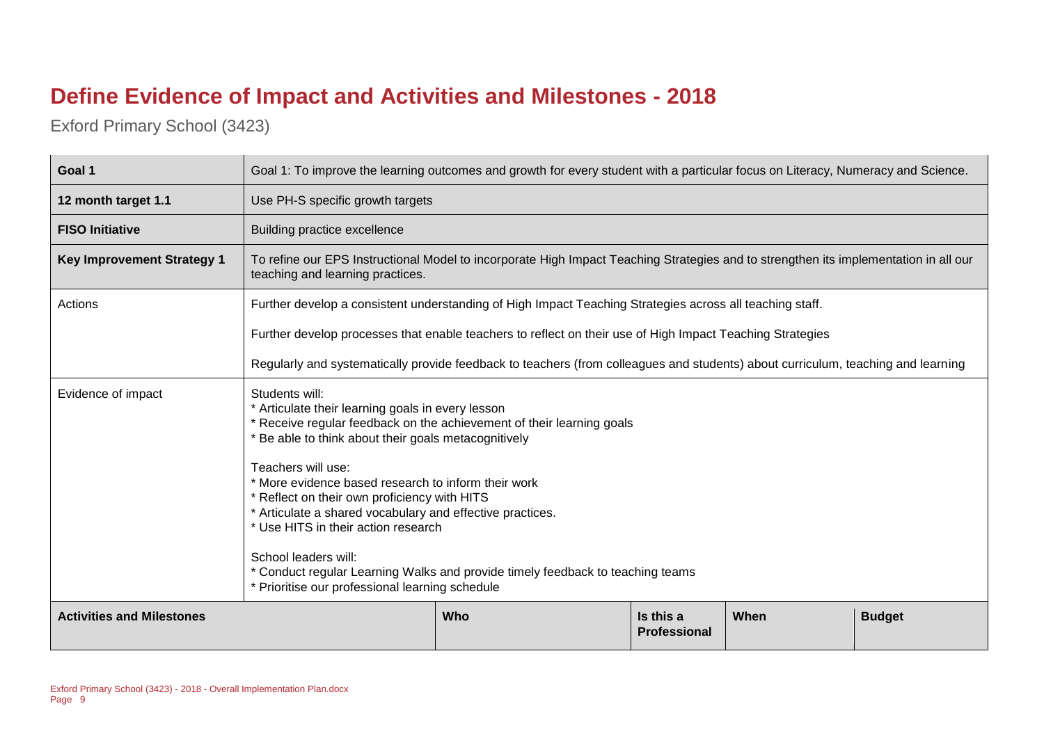# Define Evidence of Impact and Activities and Milestones - 2018

Exford Primary School (3423)

| Goal 1 | Goal 1: To improve the learning outcomes and growth for every student with a particular focus on Literacy, Numeracy and Science. | | | |
|---|---|---|---|---|
| **12 month target 1.1** | Use PH-S specific growth targets | | | |
| **FISO Initiative** | Building practice excellence | | | |
| **Key Improvement Strategy 1** | To refine our EPS Instructional Model to incorporate High Impact Teaching Strategies and to strengthen its implementation in all our teaching and learning practices. | | | |
| Actions | Further develop a consistent understanding of High Impact Teaching Strategies across all teaching staff.<br><br>Further develop processes that enable teachers to reflect on their use of High Impact Teaching Strategies<br><br>Regularly and systematically provide feedback to teachers (from colleagues and students) about curriculum, teaching and learning | | | |
| Evidence of impact | Students will:<br>* Articulate their learning goals in every lesson<br>* Receive regular feedback on the achievement of their learning goals<br>* Be able to think about their goals metacognitively<br><br>Teachers will use:<br>* More evidence based research to inform their work<br>* Reflect on their own proficiency with HITS<br>* Articulate a shared vocabulary and effective practices.<br>* Use HITS in their action research<br><br>School leaders will:<br>* Conduct regular Learning Walks and provide timely feedback to teaching teams<br>* Prioritise our professional learning schedule | | | |
| **Activities and Milestones** | **Who** | **Is this a Professional** | **When** | **Budget** |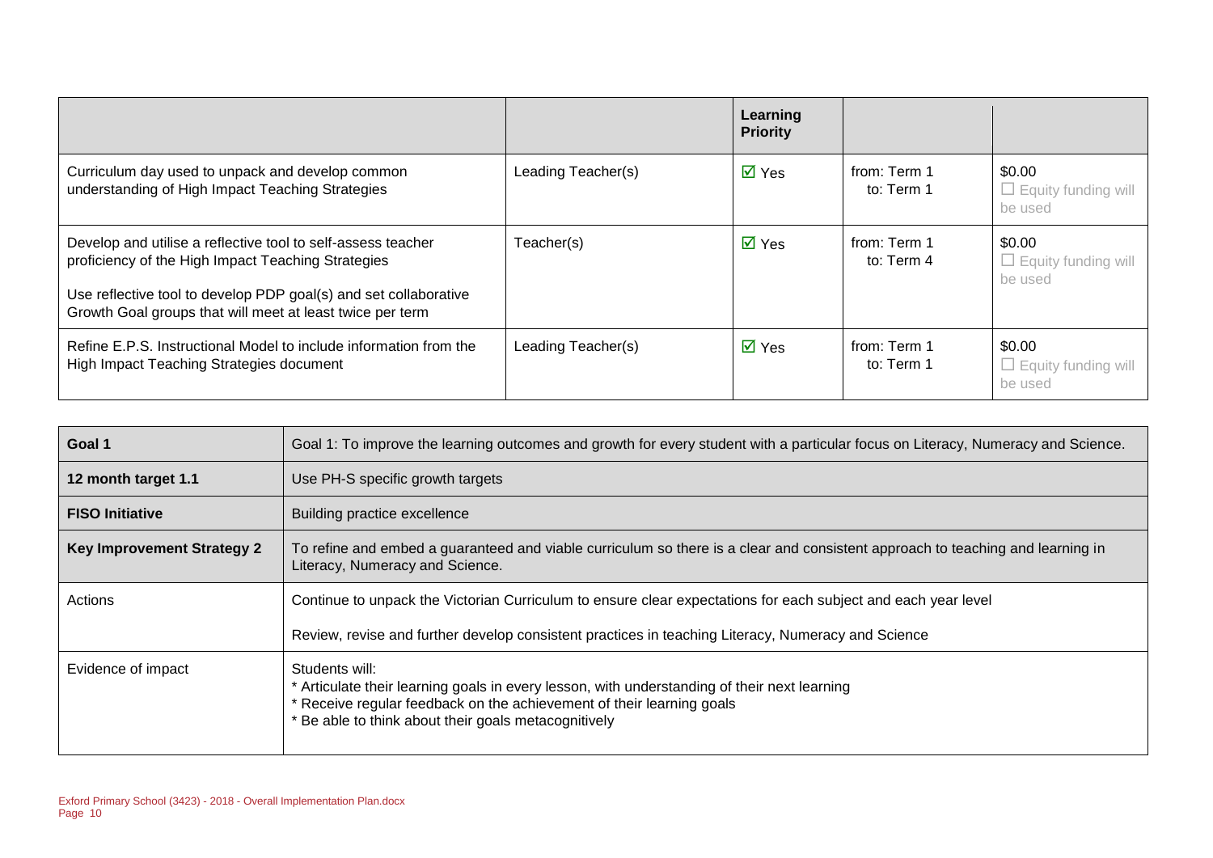| | | Learning Priority | | |
|---|---|---|---|---|
| Curriculum day used to unpack and develop common understanding of High Impact Teaching Strategies | Leading Teacher(s) | ☑ Yes | from: Term 1<br>to: Term 1 | $0.00<br>☐ Equity funding will be used |
| Develop and utilise a reflective tool to self-assess teacher proficiency of the High Impact Teaching Strategies<br><br>Use reflective tool to develop PDP goal(s) and set collaborative Growth Goal groups that will meet at least twice per term | Teacher(s) | ☑ Yes | from: Term 1<br>to: Term 4 | $0.00<br>☐ Equity funding will be used |
| Refine E.P.S. Instructional Model to include information from the High Impact Teaching Strategies document | Leading Teacher(s) | ☑ Yes | from: Term 1<br>to: Term 1 | $0.00<br>☐ Equity funding will be used |

| **Goal 1** | Goal 1: To improve the learning outcomes and growth for every student with a particular focus on Literacy, Numeracy and Science. |
|---|---|
| **12 month target 1.1** | Use PH-S specific growth targets |
| **FISO Initiative** | Building practice excellence |
| **Key Improvement Strategy 2** | To refine and embed a guaranteed and viable curriculum so there is a clear and consistent approach to teaching and learning in Literacy, Numeracy and Science. |
| Actions | Continue to unpack the Victorian Curriculum to ensure clear expectations for each subject and each year level<br><br>Review, revise and further develop consistent practices in teaching Literacy, Numeracy and Science |
| Evidence of impact | Students will:<br>* Articulate their learning goals in every lesson, with understanding of their next learning<br>* Receive regular feedback on the achievement of their learning goals<br>* Be able to think about their goals metacognitively |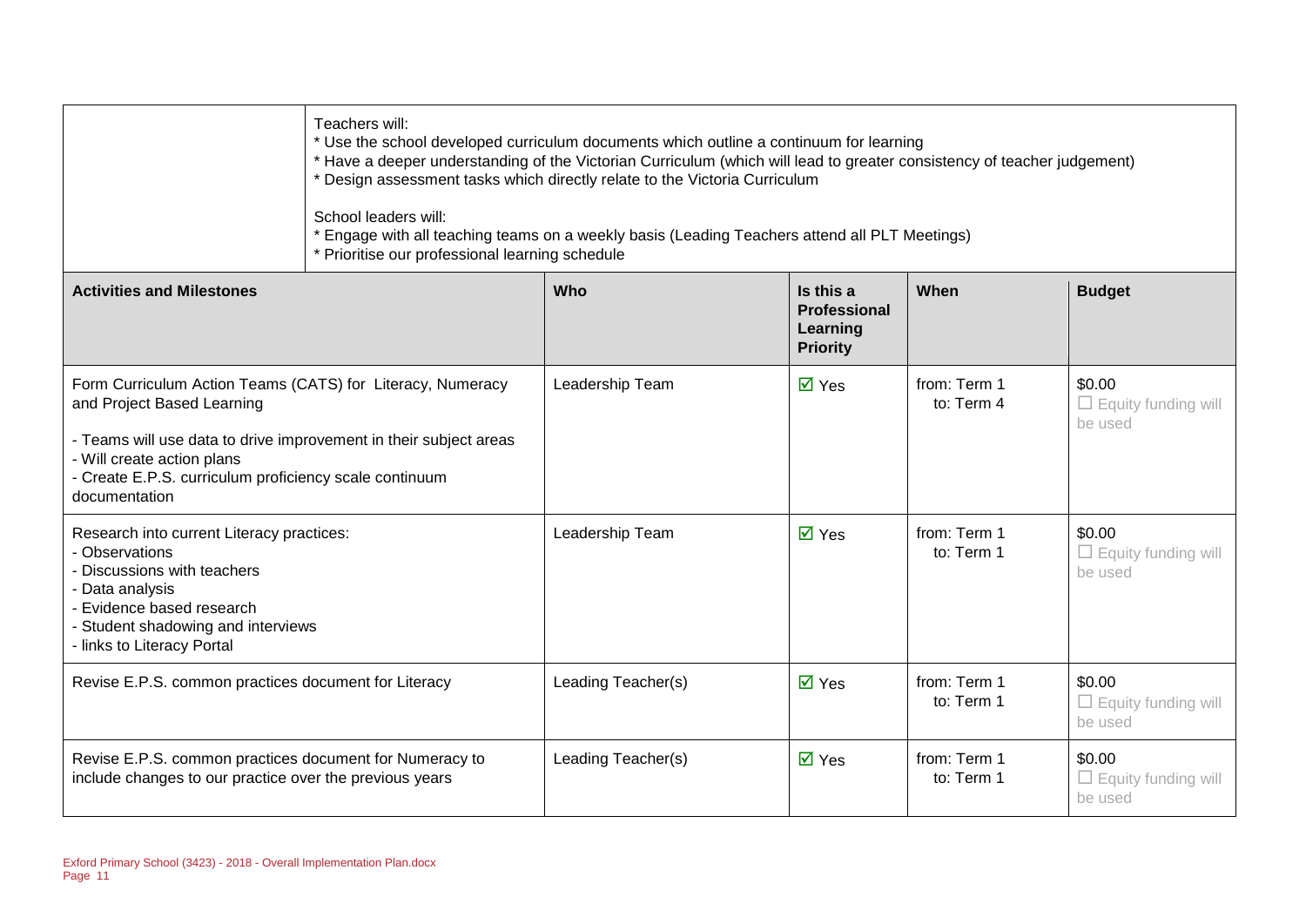| | Teachers will:<br>* Use the school developed curriculum documents which outline a continuum for learning<br>* Have a deeper understanding of the Victorian Curriculum (which will lead to greater consistency of teacher judgement)<br>* Design assessment tasks which directly relate to the Victoria Curriculum<br><br>School leaders will:<br>* Engage with all teaching teams on a weekly basis (Leading Teachers attend all PLT Meetings)<br>* Prioritise our professional learning schedule |
|---|---|

| Activities and Milestones | Who | Is this a Professional Learning Priority | When | Budget |
|---|---|---|---|---|
| Form Curriculum Action Teams (CATS) for Literacy, Numeracy and Project Based Learning<br><br>- Teams will use data to drive improvement in their subject areas<br>- Will create action plans<br>- Create E.P.S. curriculum proficiency scale continuum documentation | Leadership Team | ☑ Yes | from: Term 1<br>to: Term 4 | $0.00<br>☐ Equity funding will be used |
| Research into current Literacy practices:<br>- Observations<br>- Discussions with teachers<br>- Data analysis<br>- Evidence based research<br>- Student shadowing and interviews<br>- links to Literacy Portal | Leadership Team | ☑ Yes | from: Term 1<br>to: Term 1 | $0.00<br>☐ Equity funding will be used |
| Revise E.P.S. common practices document for Literacy | Leading Teacher(s) | ☑ Yes | from: Term 1<br>to: Term 1 | $0.00<br>☐ Equity funding will be used |
| Revise E.P.S. common practices document for Numeracy to include changes to our practice over the previous years | Leading Teacher(s) | ☑ Yes | from: Term 1<br>to: Term 1 | $0.00<br>☐ Equity funding will be used |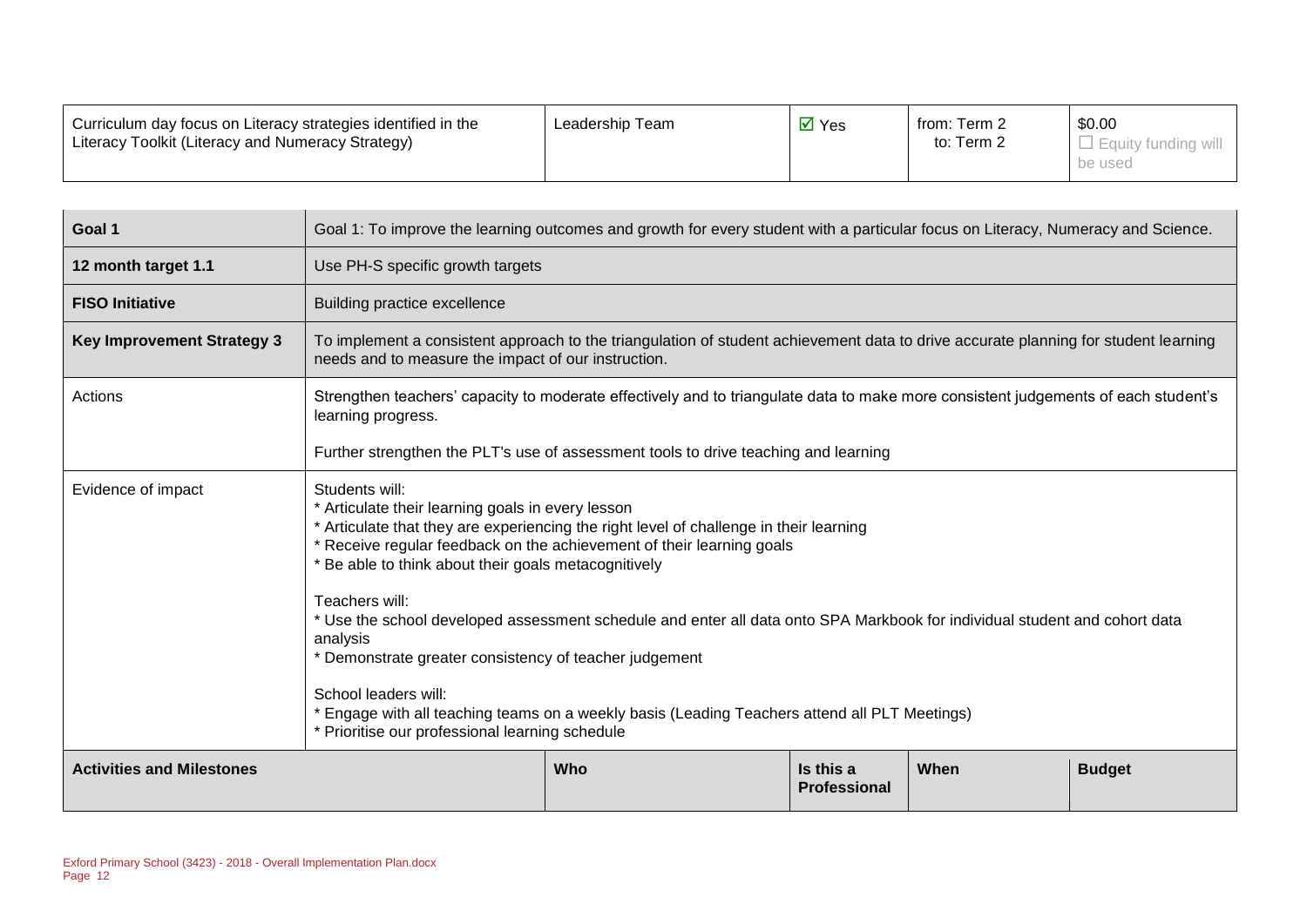| Curriculum day focus on Literacy strategies identified in the Literacy Toolkit (Literacy and Numeracy Strategy) | Leadership Team | ☑ Yes | from: Term 2<br>to: Term 2 | $0.00<br>☐ Equity funding will be used |
|---|---|---|---|---|

| **Goal 1** | Goal 1: To improve the learning outcomes and growth for every student with a particular focus on Literacy, Numeracy and Science. | | | |
|---|---|---|---|---|
| **12 month target 1.1** | Use PH-S specific growth targets | | | |
| **FISO Initiative** | Building practice excellence | | | |
| **Key Improvement Strategy 3** | To implement a consistent approach to the triangulation of student achievement data to drive accurate planning for student learning needs and to measure the impact of our instruction. | | | |
| Actions | Strengthen teachers' capacity to moderate effectively and to triangulate data to make more consistent judgements of each student's learning progress.<br><br>Further strengthen the PLT's use of assessment tools to drive teaching and learning | | | |
| Evidence of impact | Students will:<br>* Articulate their learning goals in every lesson<br>* Articulate that they are experiencing the right level of challenge in their learning<br>* Receive regular feedback on the achievement of their learning goals<br>* Be able to think about their goals metacognitively<br><br>Teachers will:<br>* Use the school developed assessment schedule and enter all data onto SPA Markbook for individual student and cohort data analysis<br>* Demonstrate greater consistency of teacher judgement<br><br>School leaders will:<br>* Engage with all teaching teams on a weekly basis (Leading Teachers attend all PLT Meetings)<br>* Prioritise our professional learning schedule | | | |
| **Activities and Milestones** | **Who** | **Is this a Professional** | **When** | **Budget** |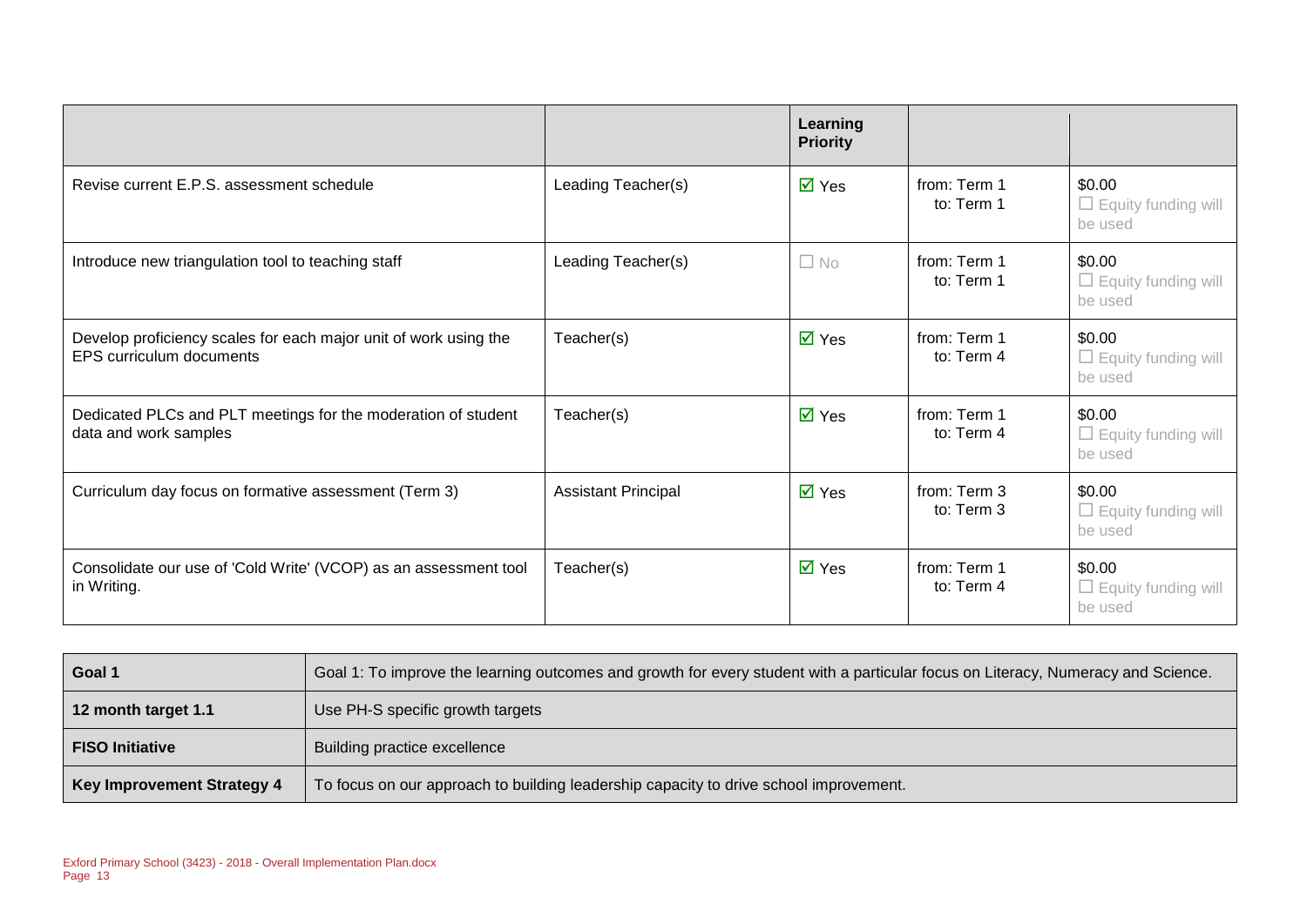| | | Learning Priority | | |
|---|---|---|---|---|
| Revise current E.P.S. assessment schedule | Leading Teacher(s) | ☑ Yes | from: Term 1<br>to: Term 1 | $0.00<br>☐ Equity funding will be used |
| Introduce new triangulation tool to teaching staff | Leading Teacher(s) | ☐ No | from: Term 1<br>to: Term 1 | $0.00<br>☐ Equity funding will be used |
| Develop proficiency scales for each major unit of work using the EPS curriculum documents | Teacher(s) | ☑ Yes | from: Term 1<br>to: Term 4 | $0.00<br>☐ Equity funding will be used |
| Dedicated PLCs and PLT meetings for the moderation of student data and work samples | Teacher(s) | ☑ Yes | from: Term 1<br>to: Term 4 | $0.00<br>☐ Equity funding will be used |
| Curriculum day focus on formative assessment (Term 3) | Assistant Principal | ☑ Yes | from: Term 3<br>to: Term 3 | $0.00<br>☐ Equity funding will be used |
| Consolidate our use of 'Cold Write' (VCOP) as an assessment tool in Writing. | Teacher(s) | ☑ Yes | from: Term 1<br>to: Term 4 | $0.00<br>☐ Equity funding will be used |

| **Goal 1** | Goal 1: To improve the learning outcomes and growth for every student with a particular focus on Literacy, Numeracy and Science. |
|---|---|
| **12 month target 1.1** | Use PH-S specific growth targets |
| **FISO Initiative** | Building practice excellence |
| **Key Improvement Strategy 4** | To focus on our approach to building leadership capacity to drive school improvement. |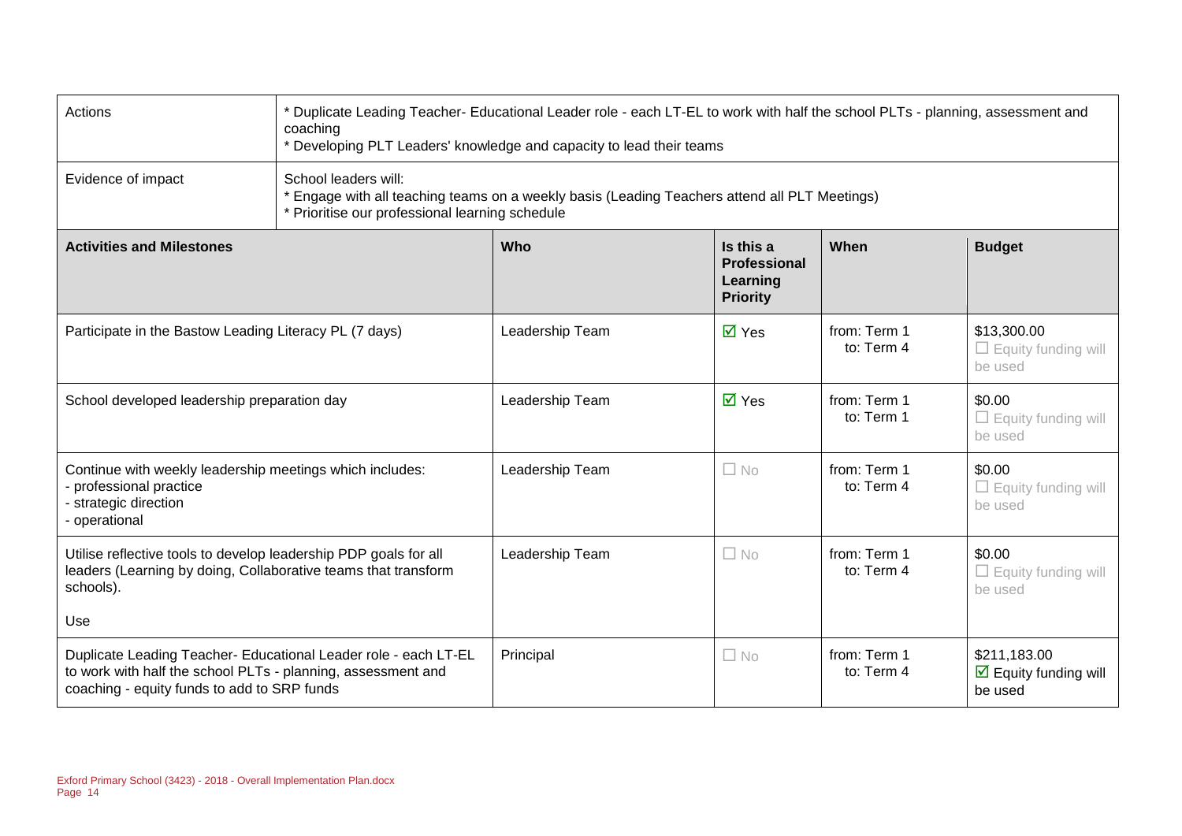| Actions | * Duplicate Leading Teacher- Educational Leader role - each LT-EL to work with half the school PLTs - planning, assessment and coaching<br>* Developing PLT Leaders' knowledge and capacity to lead their teams |
|---|---|
| Evidence of impact | School leaders will:<br>* Engage with all teaching teams on a weekly basis (Leading Teachers attend all PLT Meetings)<br>* Prioritise our professional learning schedule |

| Activities and Milestones | Who | Is this a Professional Learning Priority | When | Budget |
|---|---|---|---|---|
| Participate in the Bastow Leading Literacy PL (7 days) | Leadership Team | ☑ Yes | from: Term 1<br>to: Term 4 | $13,300.00<br>☐ Equity funding will be used |
| School developed leadership preparation day | Leadership Team | ☑ Yes | from: Term 1<br>to: Term 1 | $0.00<br>☐ Equity funding will be used |
| Continue with weekly leadership meetings which includes:<br>- professional practice<br>- strategic direction<br>- operational | Leadership Team | ☐ No | from: Term 1<br>to: Term 4 | $0.00<br>☐ Equity funding will be used |
| Utilise reflective tools to develop leadership PDP goals for all leaders (Learning by doing, Collaborative teams that transform schools).<br><br>Use | Leadership Team | ☐ No | from: Term 1<br>to: Term 4 | $0.00<br>☐ Equity funding will be used |
| Duplicate Leading Teacher- Educational Leader role - each LT-EL to work with half the school PLTs - planning, assessment and coaching - equity funds to add to SRP funds | Principal | ☐ No | from: Term 1<br>to: Term 4 | $211,183.00<br>☑ Equity funding will be used |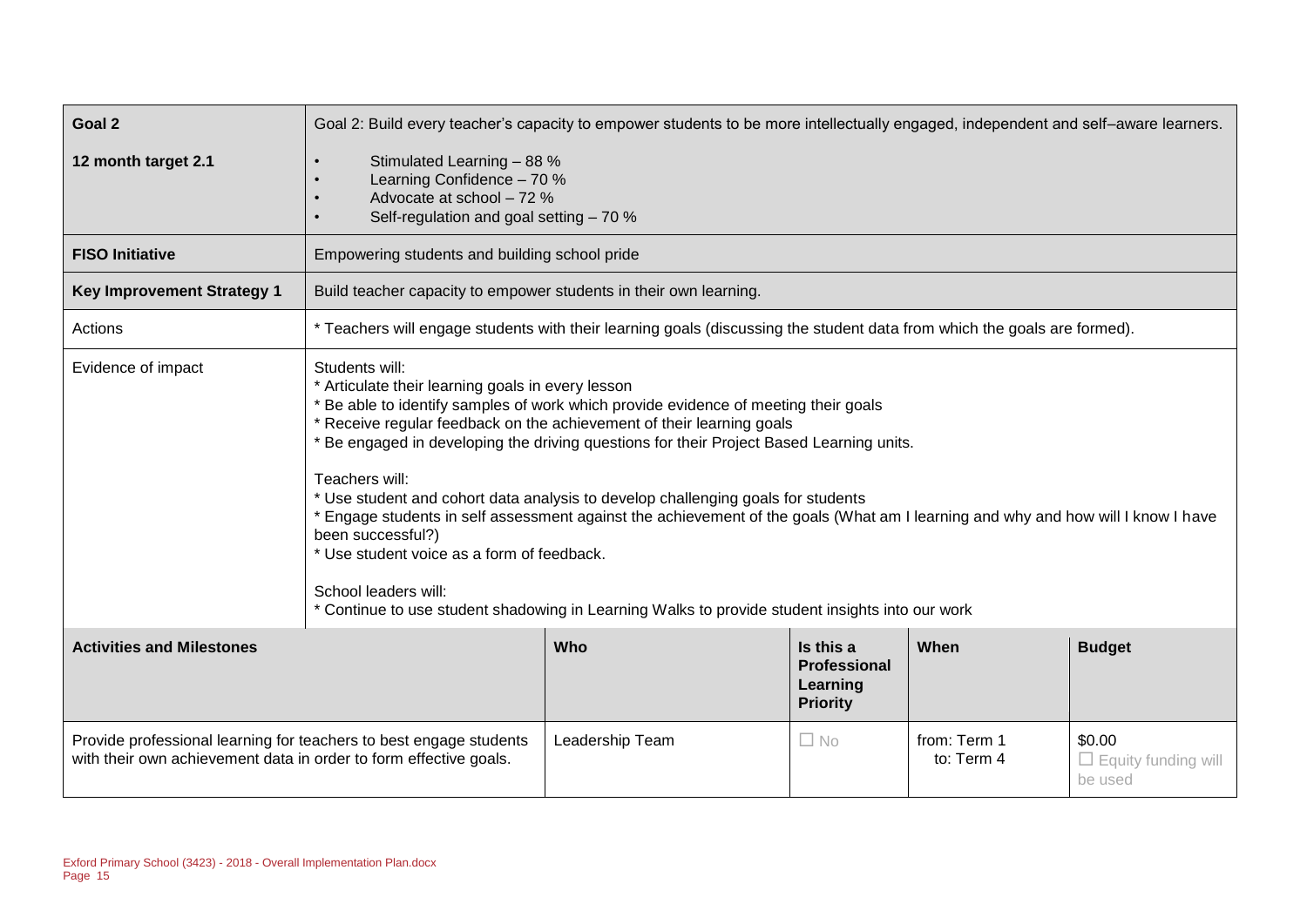| Goal 2 | Goal 2: Build every teacher's capacity to empower students to be more intellectually engaged, independent and self–aware learners. | | | | |
|---|---|---|---|---|---|
| 12 month target 2.1 | • Stimulated Learning – 88 %<br>• Learning Confidence – 70 %<br>• Advocate at school – 72 %<br>• Self-regulation and goal setting – 70 % | | | | |
| **FISO Initiative** | Empowering students and building school pride | | | | |
| **Key Improvement Strategy 1** | Build teacher capacity to empower students in their own learning. | | | | |
| Actions | * Teachers will engage students with their learning goals (discussing the student data from which the goals are formed). | | | | |
| Evidence of impact | Students will:<br>* Articulate their learning goals in every lesson<br>* Be able to identify samples of work which provide evidence of meeting their goals<br>* Receive regular feedback on the achievement of their learning goals<br>* Be engaged in developing the driving questions for their Project Based Learning units.<br><br>Teachers will:<br>* Use student and cohort data analysis to develop challenging goals for students<br>* Engage students in self assessment against the achievement of the goals (What am I learning and why and how will I know I have been successful?)<br>* Use student voice as a form of feedback.<br><br>School leaders will:<br>* Continue to use student shadowing in Learning Walks to provide student insights into our work | | | | |
| **Activities and Milestones** | | **Who** | **Is this a Professional Learning Priority** | **When** | **Budget** |
| Provide professional learning for teachers to best engage students with their own achievement data in order to form effective goals. | | Leadership Team | ☐ No | from: Term 1<br>to: Term 4 | $0.00<br>☐ Equity funding will be used |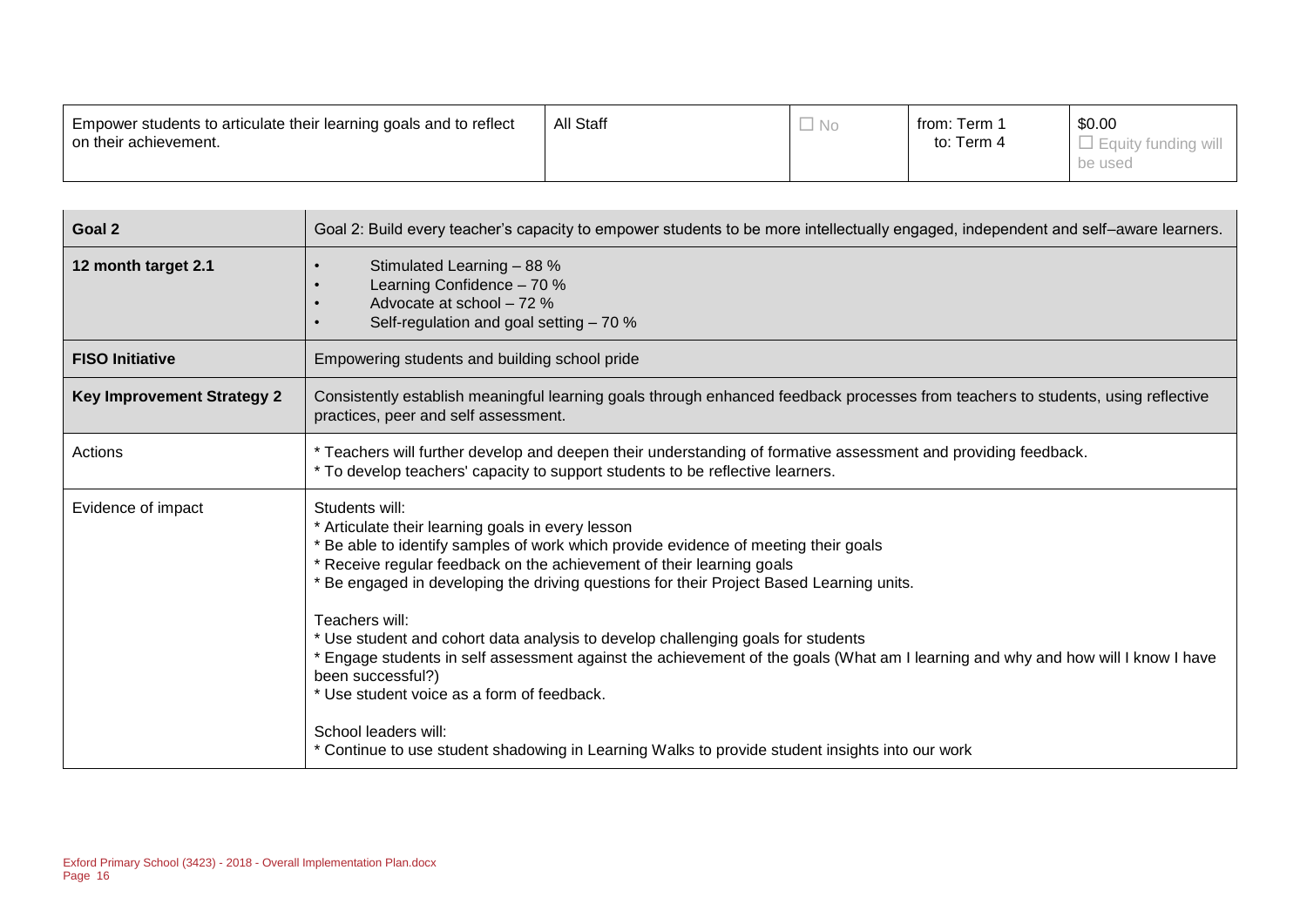| Empower students to articulate their learning goals and to reflect on their achievement. | All Staff | ☐ No | from: Term 1<br>to: Term 4 | $0.00<br>☐ Equity funding will be used |
|---|---|---|---|---|

| Goal 2 | Goal 2: Build every teacher's capacity to empower students to be more intellectually engaged, independent and self–aware learners. |
|---|---|
| 12 month target 2.1 | • Stimulated Learning – 88 %<br>• Learning Confidence – 70 %<br>• Advocate at school – 72 %<br>• Self-regulation and goal setting – 70 % |
| FISO Initiative | Empowering students and building school pride |
| Key Improvement Strategy 2 | Consistently establish meaningful learning goals through enhanced feedback processes from teachers to students, using reflective practices, peer and self assessment. |
| Actions | * Teachers will further develop and deepen their understanding of formative assessment and providing feedback.<br>* To develop teachers' capacity to support students to be reflective learners. |
| Evidence of impact | Students will:<br>* Articulate their learning goals in every lesson<br>* Be able to identify samples of work which provide evidence of meeting their goals<br>* Receive regular feedback on the achievement of their learning goals<br>* Be engaged in developing the driving questions for their Project Based Learning units.<br><br>Teachers will:<br>* Use student and cohort data analysis to develop challenging goals for students<br>* Engage students in self assessment against the achievement of the goals (What am I learning and why and how will I know I have been successful?)<br>* Use student voice as a form of feedback.<br><br>School leaders will:<br>* Continue to use student shadowing in Learning Walks to provide student insights into our work |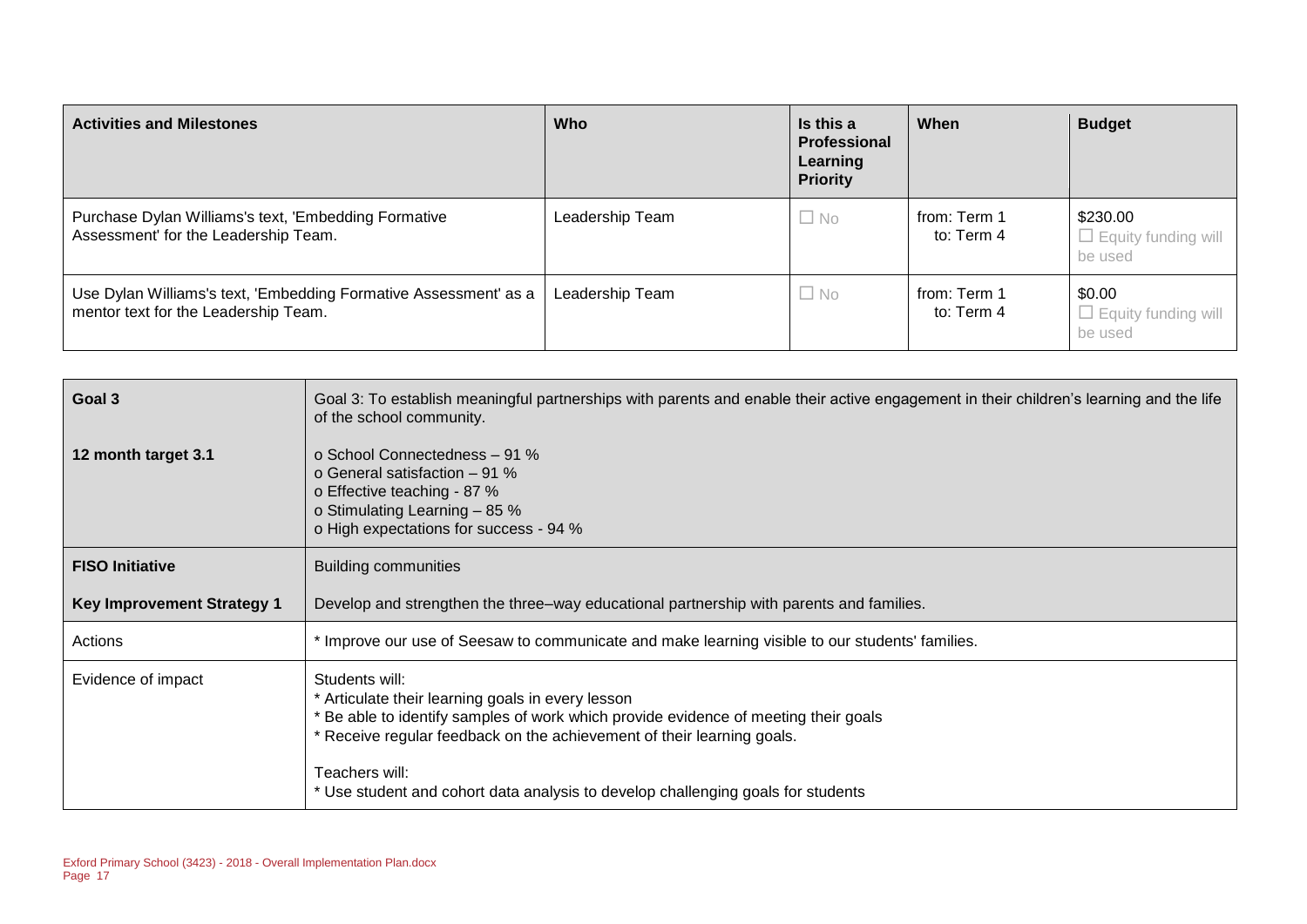| Activities and Milestones | Who | Is this a Professional Learning Priority | When | Budget |
|---|---|---|---|---|
| Purchase Dylan Williams's text, 'Embedding Formative Assessment' for the Leadership Team. | Leadership Team | ☐ No | from: Term 1<br>to: Term 4 | $230.00<br>☐ Equity funding will be used |
| Use Dylan Williams's text, 'Embedding Formative Assessment' as a mentor text for the Leadership Team. | Leadership Team | ☐ No | from: Term 1<br>to: Term 4 | $0.00<br>☐ Equity funding will be used |

| | |
|---|---|
| **Goal 3** | Goal 3: To establish meaningful partnerships with parents and enable their active engagement in their children's learning and the life of the school community. |
| **12 month target 3.1** | o School Connectedness – 91 %<br>o General satisfaction – 91 %<br>o Effective teaching - 87 %<br>o Stimulating Learning – 85 %<br>o High expectations for success - 94 % |
| **FISO Initiative** | Building communities |
| **Key Improvement Strategy 1** | Develop and strengthen the three–way educational partnership with parents and families. |
| Actions | * Improve our use of Seesaw to communicate and make learning visible to our students' families. |
| Evidence of impact | Students will:<br>* Articulate their learning goals in every lesson<br>* Be able to identify samples of work which provide evidence of meeting their goals<br>* Receive regular feedback on the achievement of their learning goals.<br><br>Teachers will:<br>* Use student and cohort data analysis to develop challenging goals for students |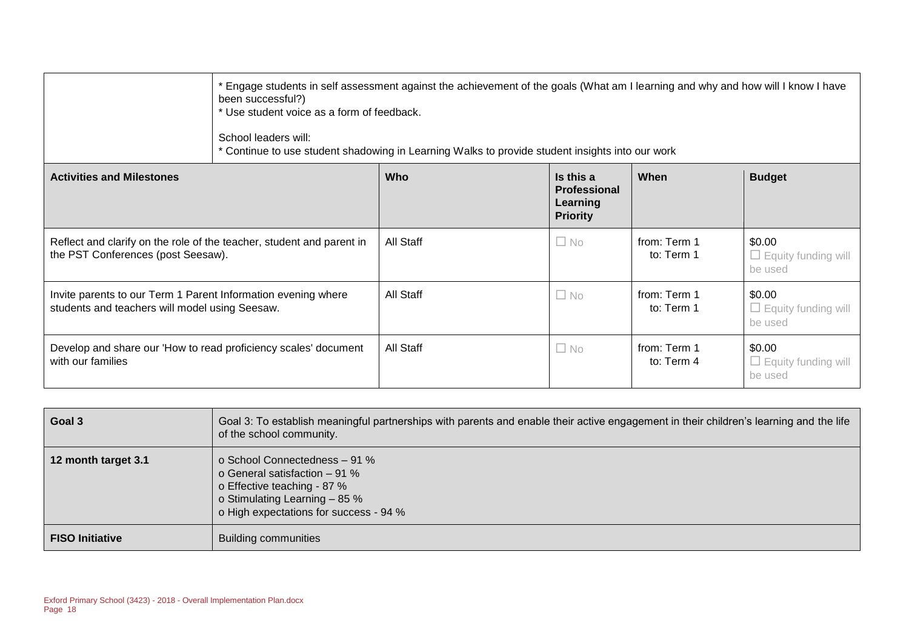|  | * Engage students in self assessment against the achievement of the goals (What am I learning and why and how will I know I have been successful?)<br>* Use student voice as a form of feedback.<br><br>School leaders will:<br>* Continue to use student shadowing in Learning Walks to provide student insights into our work |  |  |  |
|---|---|---|---|---|

| Activities and Milestones | Who | Is this a Professional Learning Priority | When | Budget |
|---|---|---|---|---|
| Reflect and clarify on the role of the teacher, student and parent in the PST Conferences (post Seesaw). | All Staff | ☐ No | from: Term 1<br>to: Term 1 | \$0.00<br>☐ Equity funding will be used |
| Invite parents to our Term 1 Parent Information evening where students and teachers will model using Seesaw. | All Staff | ☐ No | from: Term 1<br>to: Term 1 | \$0.00<br>☐ Equity funding will be used |
| Develop and share our 'How to read proficiency scales' document with our families | All Staff | ☐ No | from: Term 1<br>to: Term 4 | \$0.00<br>☐ Equity funding will be used |

| **Goal 3** | Goal 3: To establish meaningful partnerships with parents and enable their active engagement in their children's learning and the life of the school community. |
|---|---|
| **12 month target 3.1** | o School Connectedness – 91 %<br>o General satisfaction – 91 %<br>o Effective teaching - 87 %<br>o Stimulating Learning – 85 %<br>o High expectations for success - 94 % |
| **FISO Initiative** | Building communities |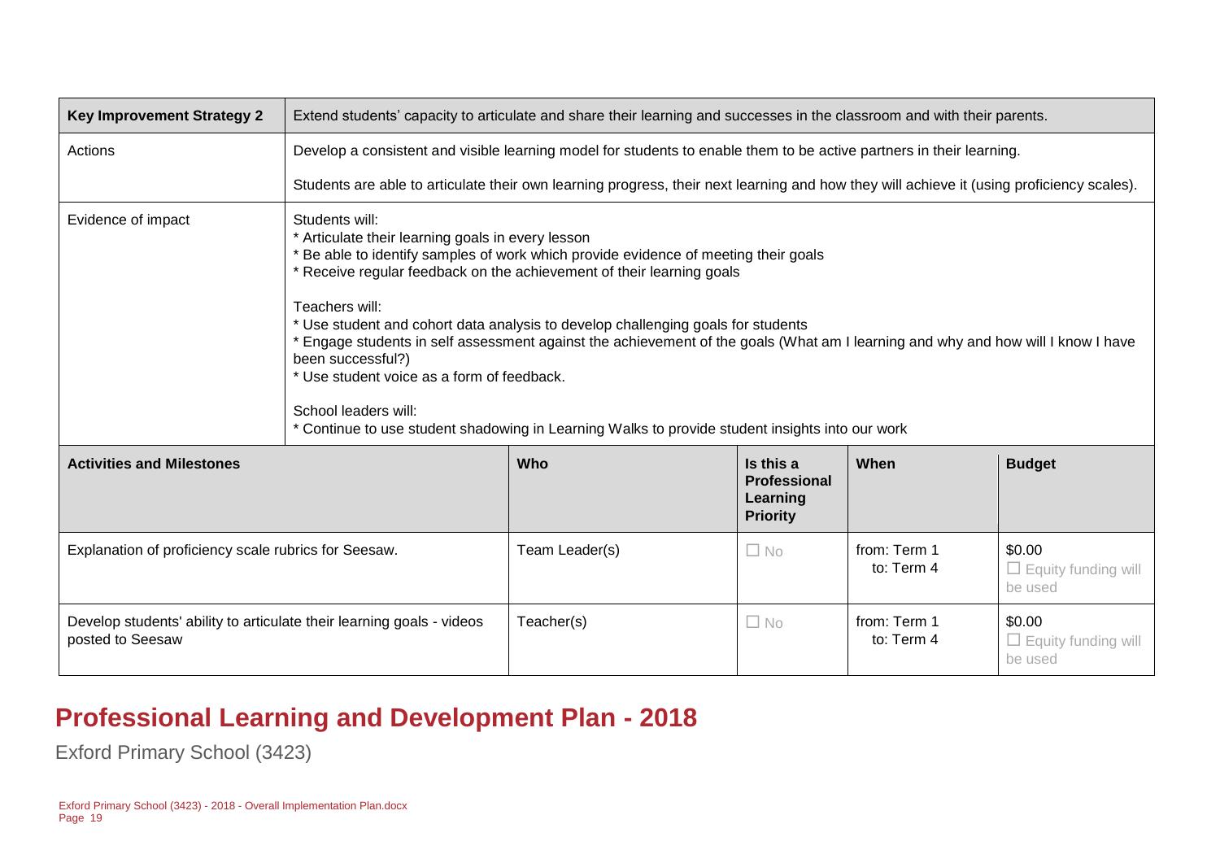| Key Improvement Strategy 2 | Extend students' capacity to articulate and share their learning and successes in the classroom and with their parents. | | | | |
|---|---|---|---|---|---|
| Actions | Develop a consistent and visible learning model for students to enable them to be active partners in their learning.<br><br>Students are able to articulate their own learning progress, their next learning and how they will achieve it (using proficiency scales). | | | | |
| Evidence of impact | Students will:<br>* Articulate their learning goals in every lesson<br>* Be able to identify samples of work which provide evidence of meeting their goals<br>* Receive regular feedback on the achievement of their learning goals<br><br>Teachers will:<br>* Use student and cohort data analysis to develop challenging goals for students<br>* Engage students in self assessment against the achievement of the goals (What am I learning and why and how will I know I have been successful?)<br>* Use student voice as a form of feedback.<br><br>School leaders will:<br>* Continue to use student shadowing in Learning Walks to provide student insights into our work | | | | |
| **Activities and Milestones** | | **Who** | **Is this a Professional Learning Priority** | **When** | **Budget** |
| Explanation of proficiency scale rubrics for Seesaw. | | Team Leader(s) | ☐ No | from: Term 1<br>to: Term 4 | $0.00<br>☐ Equity funding will be used |
| Develop students' ability to articulate their learning goals - videos posted to Seesaw | | Teacher(s) | ☐ No | from: Term 1<br>to: Term 4 | $0.00<br>☐ Equity funding will be used |

## Professional Learning and Development Plan - 2018

Exford Primary School (3423)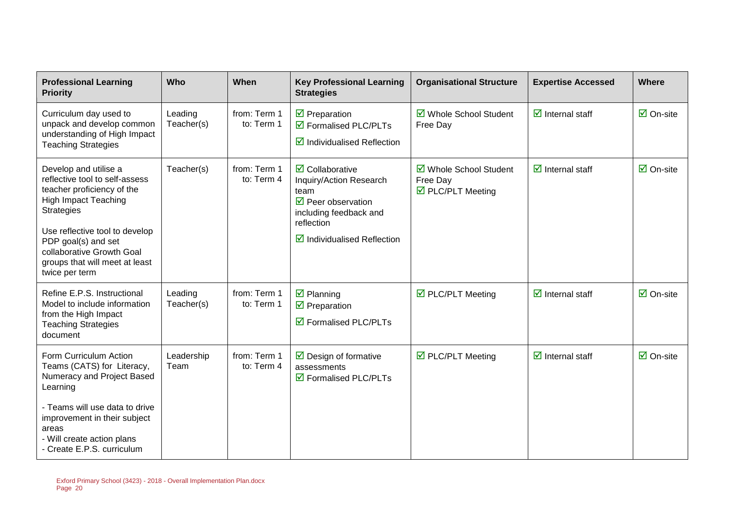| Professional Learning Priority | Who | When | Key Professional Learning Strategies | Organisational Structure | Expertise Accessed | Where |
|---|---|---|---|---|---|---|
| Curriculum day used to unpack and develop common understanding of High Impact Teaching Strategies | Leading Teacher(s) | from: Term 1<br>to: Term 1 | ☑ Preparation<br>☑ Formalised PLC/PLTs<br>☑ Individualised Reflection | ☑ Whole School Student Free Day | ☑ Internal staff | ☑ On-site |
| Develop and utilise a reflective tool to self-assess teacher proficiency of the High Impact Teaching Strategies<br><br>Use reflective tool to develop PDP goal(s) and set collaborative Growth Goal groups that will meet at least twice per term | Teacher(s) | from: Term 1<br>to: Term 4 | ☑ Collaborative Inquiry/Action Research team<br>☑ Peer observation including feedback and reflection<br>☑ Individualised Reflection | ☑ Whole School Student Free Day<br>☑ PLC/PLT Meeting | ☑ Internal staff | ☑ On-site |
| Refine E.P.S. Instructional Model to include information from the High Impact Teaching Strategies document | Leading Teacher(s) | from: Term 1<br>to: Term 1 | ☑ Planning<br>☑ Preparation<br>☑ Formalised PLC/PLTs | ☑ PLC/PLT Meeting | ☑ Internal staff | ☑ On-site |
| Form Curriculum Action Teams (CATS) for Literacy, Numeracy and Project Based Learning<br><br>- Teams will use data to drive improvement in their subject areas<br>- Will create action plans<br>- Create E.P.S. curriculum | Leadership Team | from: Term 1<br>to: Term 4 | ☑ Design of formative assessments<br>☑ Formalised PLC/PLTs | ☑ PLC/PLT Meeting | ☑ Internal staff | ☑ On-site |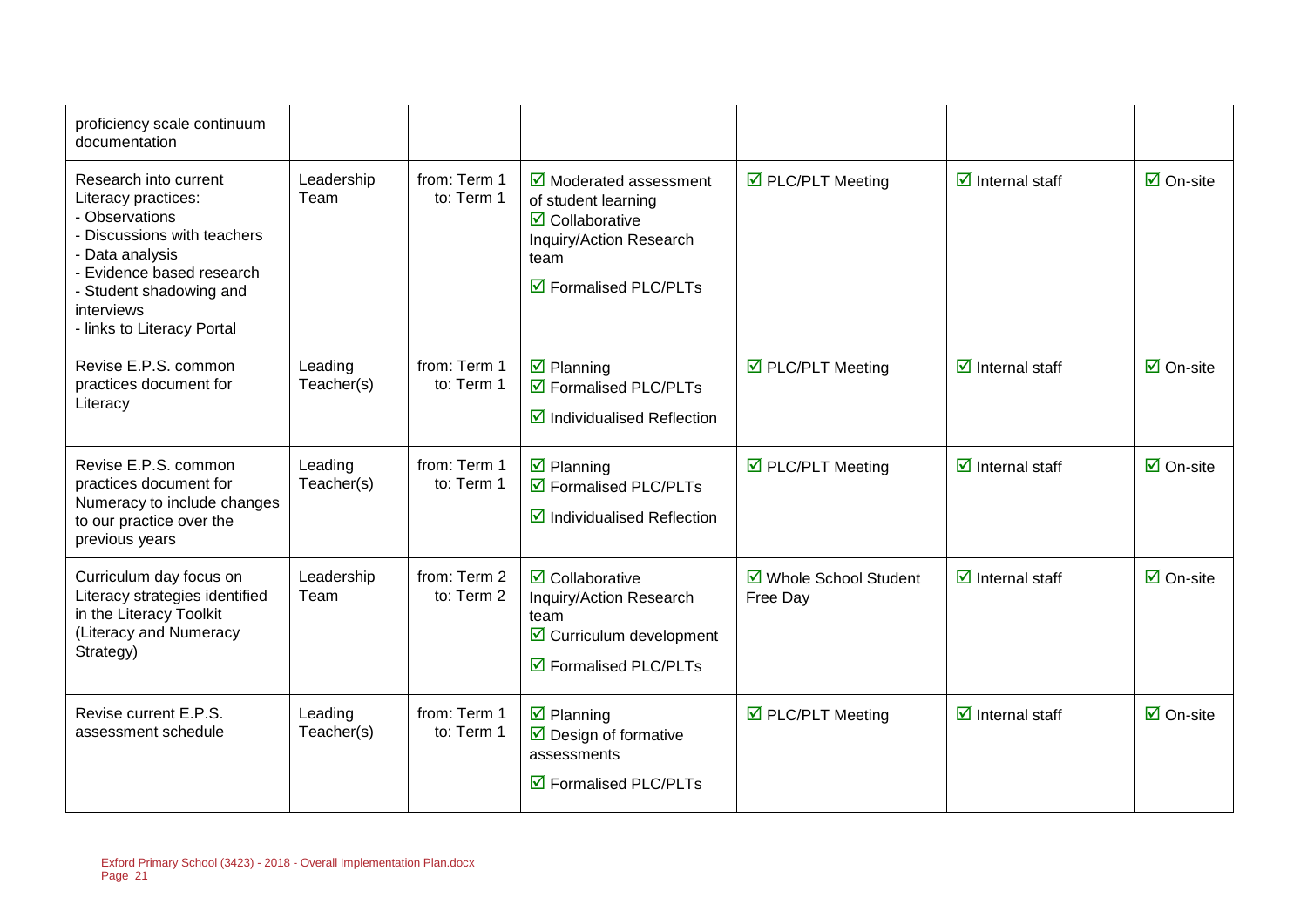| | | | | | | |
|---|---|---|---|---|---|---|
| proficiency scale continuum documentation | | | | | | |
| Research into current Literacy practices:<br>- Observations<br>- Discussions with teachers<br>- Data analysis<br>- Evidence based research<br>- Student shadowing and interviews<br>- links to Literacy Portal | Leadership Team | from: Term 1<br>to: Term 1 | ☑ Moderated assessment of student learning<br>☑ Collaborative Inquiry/Action Research team<br>☑ Formalised PLC/PLTs | ☑ PLC/PLT Meeting | ☑ Internal staff | ☑ On-site |
| Revise E.P.S. common practices document for Literacy | Leading Teacher(s) | from: Term 1<br>to: Term 1 | ☑ Planning<br>☑ Formalised PLC/PLTs<br>☑ Individualised Reflection | ☑ PLC/PLT Meeting | ☑ Internal staff | ☑ On-site |
| Revise E.P.S. common practices document for Numeracy to include changes to our practice over the previous years | Leading Teacher(s) | from: Term 1<br>to: Term 1 | ☑ Planning<br>☑ Formalised PLC/PLTs<br>☑ Individualised Reflection | ☑ PLC/PLT Meeting | ☑ Internal staff | ☑ On-site |
| Curriculum day focus on Literacy strategies identified in the Literacy Toolkit (Literacy and Numeracy Strategy) | Leadership Team | from: Term 2<br>to: Term 2 | ☑ Collaborative Inquiry/Action Research team<br>☑ Curriculum development<br>☑ Formalised PLC/PLTs | ☑ Whole School Student Free Day | ☑ Internal staff | ☑ On-site |
| Revise current E.P.S. assessment schedule | Leading Teacher(s) | from: Term 1<br>to: Term 1 | ☑ Planning<br>☑ Design of formative assessments<br>☑ Formalised PLC/PLTs | ☑ PLC/PLT Meeting | ☑ Internal staff | ☑ On-site |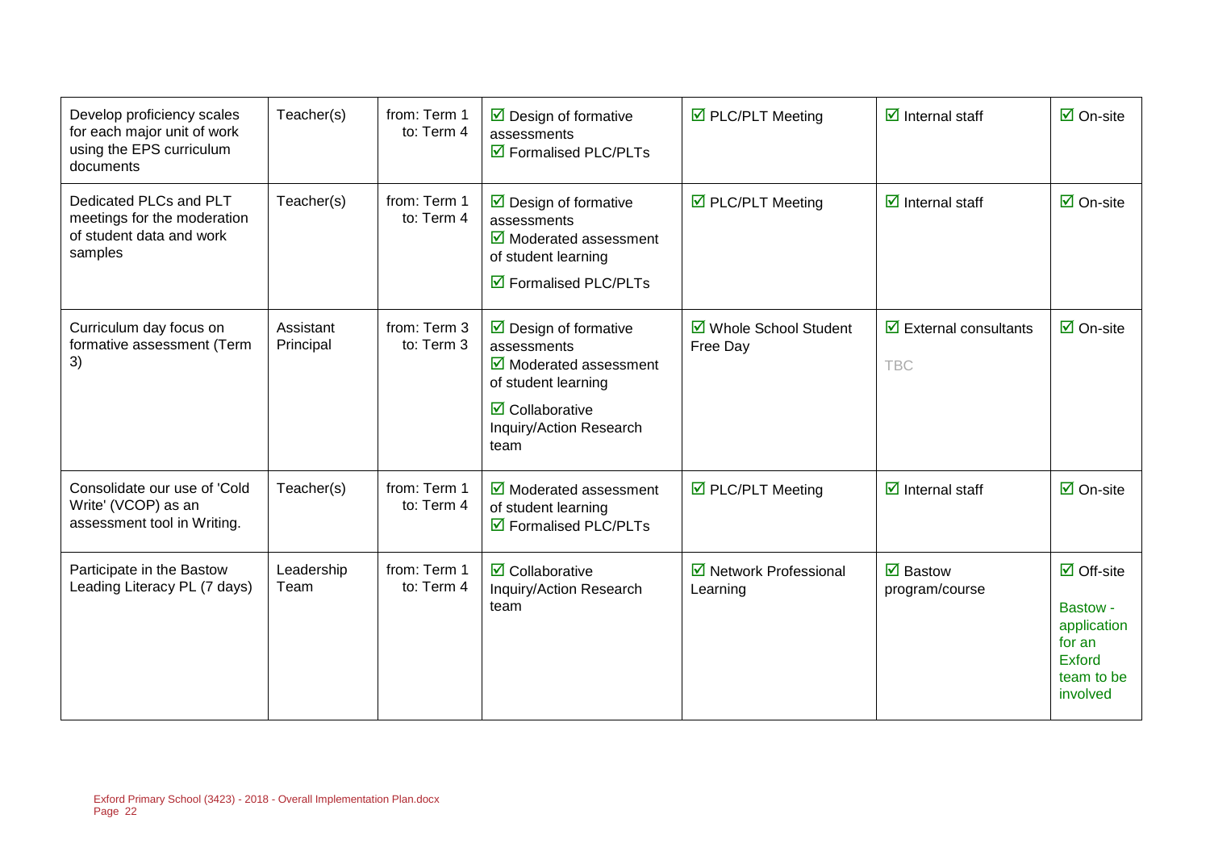| | | | | | | |
|---|---|---|---|---|---|---|
| Develop proficiency scales for each major unit of work using the EPS curriculum documents | Teacher(s) | from: Term 1<br>to: Term 4 | ☑ Design of formative assessments<br>☑ Formalised PLC/PLTs | ☑ PLC/PLT Meeting | ☑ Internal staff | ☑ On-site |
| Dedicated PLCs and PLT meetings for the moderation of student data and work samples | Teacher(s) | from: Term 1<br>to: Term 4 | ☑ Design of formative assessments<br>☑ Moderated assessment of student learning<br>☑ Formalised PLC/PLTs | ☑ PLC/PLT Meeting | ☑ Internal staff | ☑ On-site |
| Curriculum day focus on formative assessment (Term 3) | Assistant Principal | from: Term 3<br>to: Term 3 | ☑ Design of formative assessments<br>☑ Moderated assessment of student learning<br>☑ Collaborative Inquiry/Action Research team | ☑ Whole School Student Free Day | ☑ External consultants<br>TBC | ☑ On-site |
| Consolidate our use of 'Cold Write' (VCOP) as an assessment tool in Writing. | Teacher(s) | from: Term 1<br>to: Term 4 | ☑ Moderated assessment of student learning<br>☑ Formalised PLC/PLTs | ☑ PLC/PLT Meeting | ☑ Internal staff | ☑ On-site |
| Participate in the Bastow Leading Literacy PL (7 days) | Leadership Team | from: Term 1<br>to: Term 4 | ☑ Collaborative Inquiry/Action Research team | ☑ Network Professional Learning | ☑ Bastow program/course | ☑ Off-site<br>Bastow - application for an Exford team to be involved |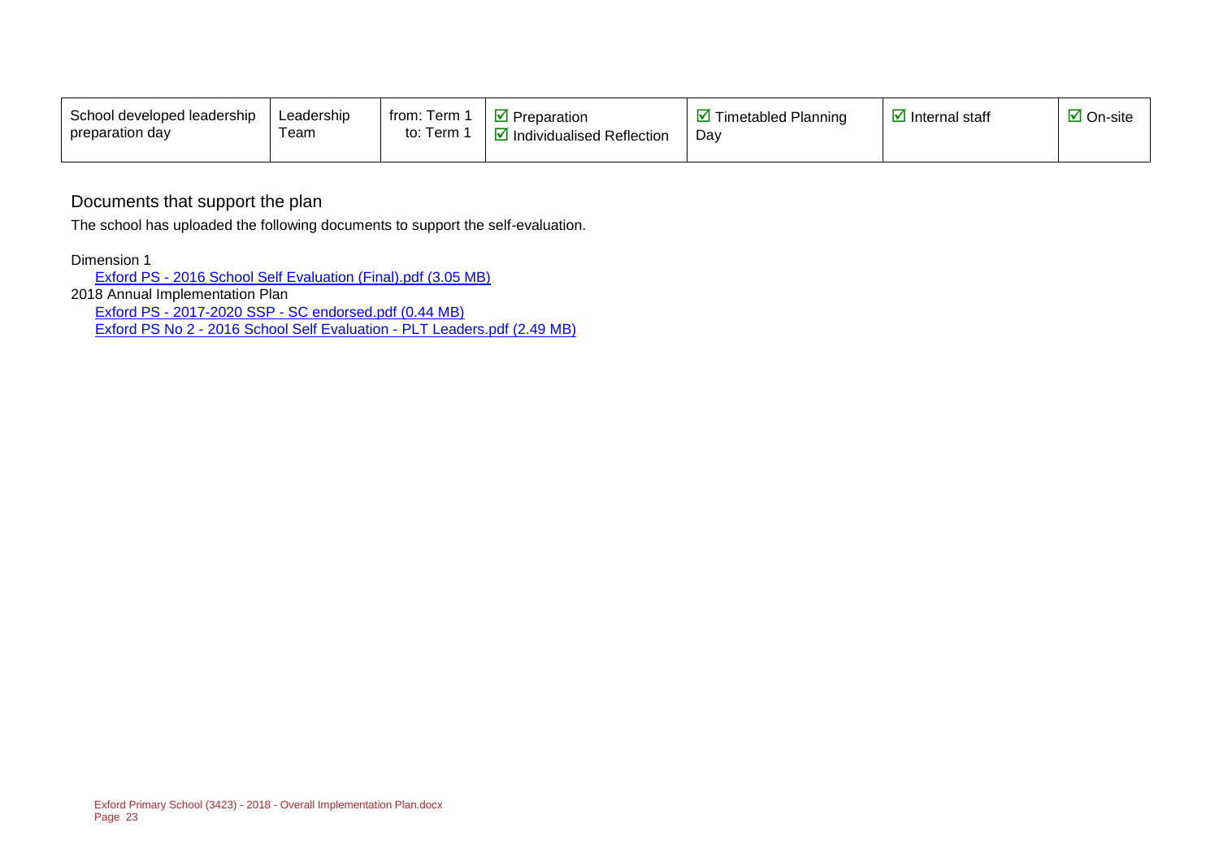| | | | | | | |
|---|---|---|---|---|---|---|
| School developed leadership preparation day | Leadership Team | from: Term 1<br>to: Term 1 | ☑ Preparation<br>☑ Individualised Reflection | ☑ Timetabled Planning Day | ☑ Internal staff | ☑ On-site |

## Documents that support the plan

The school has uploaded the following documents to support the self-evaluation.

Dimension 1

- Exford PS - 2016 School Self Evaluation (Final).pdf (3.05 MB)

2018 Annual Implementation Plan

- Exford PS - 2017-2020 SSP - SC endorsed.pdf (0.44 MB)
- Exford PS No 2 - 2016 School Self Evaluation - PLT Leaders.pdf (2.49 MB)